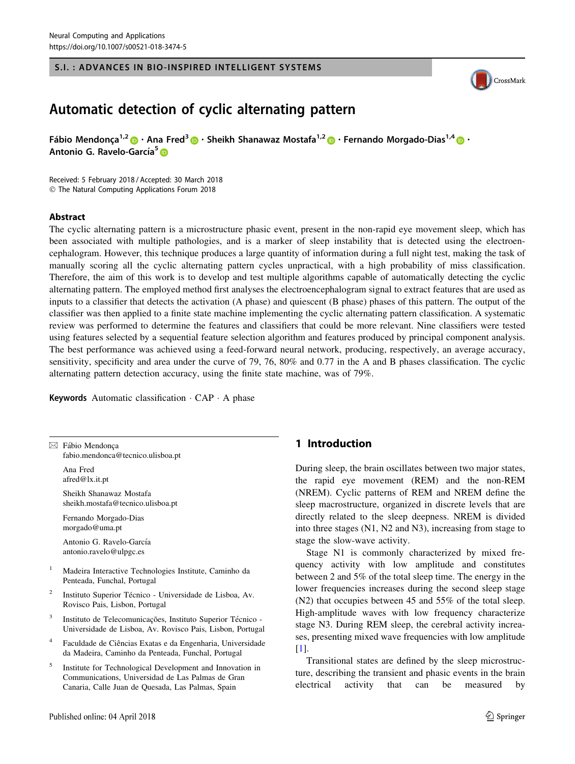S.I. : ADVANCES IN BIO-INSPIRED INTELLIGENT SYSTEMS

# Automatic detection of cyclic alternating pattern

**Fábio Mendonça[1,2] · Ana Fred[3] · Sheikh Shanawaz Mostafa[1,2] · Fernando Morgado-Dias[1,4] · Antonio G. Ravelo-García[5]**

Received: 5 February 2018 / Accepted: 30 March 2018
© The Natural Computing Applications Forum 2018

## Abstract

The cyclic alternating pattern is a microstructure phasic event, present in the non-rapid eye movement sleep, which has been associated with multiple pathologies, and is a marker of sleep instability that is detected using the electroencephalogram. However, this technique produces a large quantity of information during a full night test, making the task of manually scoring all the cyclic alternating pattern cycles unpractical, with a high probability of miss classification. Therefore, the aim of this work is to develop and test multiple algorithms capable of automatically detecting the cyclic alternating pattern. The employed method first analyses the electroencephalogram signal to extract features that are used as inputs to a classifier that detects the activation (A phase) and quiescent (B phase) phases of this pattern. The output of the classifier was then applied to a finite state machine implementing the cyclic alternating pattern classification. A systematic review was performed to determine the features and classifiers that could be more relevant. Nine classifiers were tested using features selected by a sequential feature selection algorithm and features produced by principal component analysis. The best performance was achieved using a feed-forward neural network, producing, respectively, an average accuracy, sensitivity, specificity and area under the curve of 79, 76, 80% and 0.77 in the A and B phases classification. The cyclic alternating pattern detection accuracy, using the finite state machine, was of 79%.

**Keywords** Automatic classification · CAP · A phase

✉ Fábio Mendonça
fabio.mendonca@tecnico.ulisboa.pt

Ana Fred
afred@lx.it.pt

Sheikh Shanawaz Mostafa
sheikh.mostafa@tecnico.ulisboa.pt

Fernando Morgado-Dias
morgado@uma.pt

Antonio G. Ravelo-García
antonio.ravelo@ulpgc.es

[1] Madeira Interactive Technologies Institute, Caminho da Penteada, Funchal, Portugal

[2] Instituto Superior Técnico - Universidade de Lisboa, Av. Rovisco Pais, Lisbon, Portugal

[3] Instituto de Telecomunicações, Instituto Superior Técnico - Universidade de Lisboa, Av. Rovisco Pais, Lisbon, Portugal

[4] Faculdade de Ciências Exatas e da Engenharia, Universidade da Madeira, Caminho da Penteada, Funchal, Portugal

[5] Institute for Technological Development and Innovation in Communications, Universidad de Las Palmas de Gran Canaria, Calle Juan de Quesada, Las Palmas, Spain

## 1 Introduction

During sleep, the brain oscillates between two major states, the rapid eye movement (REM) and the non-REM (NREM). Cyclic patterns of REM and NREM define the sleep macrostructure, organized in discrete levels that are directly related to the sleep deepness. NREM is divided into three stages (N1, N2 and N3), increasing from stage to stage the slow-wave activity.

Stage N1 is commonly characterized by mixed frequency activity with low amplitude and constitutes between 2 and 5% of the total sleep time. The energy in the lower frequencies increases during the second sleep stage (N2) that occupies between 45 and 55% of the total sleep. High-amplitude waves with low frequency characterize stage N3. During REM sleep, the cerebral activity increases, presenting mixed wave frequencies with low amplitude [1].

Transitional states are defined by the sleep microstructure, describing the transient and phasic events in the brain electrical activity that can be measured by

Published online: 04 April 2018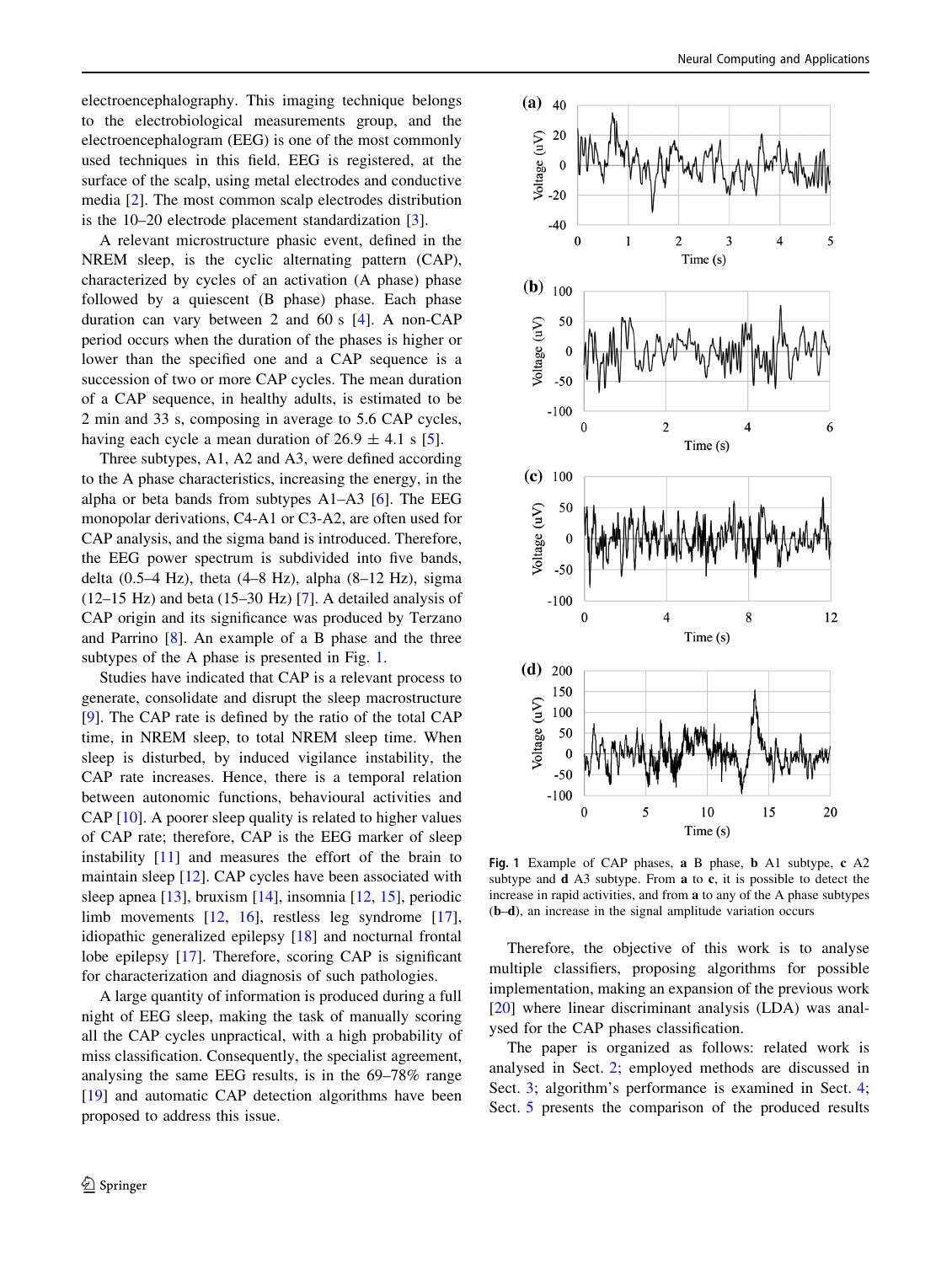electroencephalography. This imaging technique belongs to the electrobiological measurements group, and the electroencephalogram (EEG) is one of the most commonly used techniques in this field. EEG is registered, at the surface of the scalp, using metal electrodes and conductive media [2]. The most common scalp electrodes distribution is the 10–20 electrode placement standardization [3].

A relevant microstructure phasic event, defined in the NREM sleep, is the cyclic alternating pattern (CAP), characterized by cycles of an activation (A phase) phase followed by a quiescent (B phase) phase. Each phase duration can vary between 2 and 60 s [4]. A non-CAP period occurs when the duration of the phases is higher or lower than the specified one and a CAP sequence is a succession of two or more CAP cycles. The mean duration of a CAP sequence, in healthy adults, is estimated to be 2 min and 33 s, composing in average to 5.6 CAP cycles, having each cycle a mean duration of 26.9 $\pm$ 4.1 s [5].

Three subtypes, A1, A2 and A3, were defined according to the A phase characteristics, increasing the energy, in the alpha or beta bands from subtypes A1–A3 [6]. The EEG monopolar derivations, C4-A1 or C3-A2, are often used for CAP analysis, and the sigma band is introduced. Therefore, the EEG power spectrum is subdivided into five bands, delta (0.5–4 Hz), theta (4–8 Hz), alpha (8–12 Hz), sigma (12–15 Hz) and beta (15–30 Hz) [7]. A detailed analysis of CAP origin and its significance was produced by Terzano and Parrino [8]. An example of a B phase and the three subtypes of the A phase is presented in Fig. 1.

Studies have indicated that CAP is a relevant process to generate, consolidate and disrupt the sleep macrostructure [9]. The CAP rate is defined by the ratio of the total CAP time, in NREM sleep, to total NREM sleep time. When sleep is disturbed, by induced vigilance instability, the CAP rate increases. Hence, there is a temporal relation between autonomic functions, behavioural activities and CAP [10]. A poorer sleep quality is related to higher values of CAP rate; therefore, CAP is the EEG marker of sleep instability [11] and measures the effort of the brain to maintain sleep [12]. CAP cycles have been associated with sleep apnea [13], bruxism [14], insomnia [12, 15], periodic limb movements [12, 16], restless leg syndrome [17], idiopathic generalized epilepsy [18] and nocturnal frontal lobe epilepsy [17]. Therefore, scoring CAP is significant for characterization and diagnosis of such pathologies.

A large quantity of information is produced during a full night of EEG sleep, making the task of manually scoring all the CAP cycles unpractical, with a high probability of miss classification. Consequently, the specialist agreement, analysing the same EEG results, is in the 69–78% range [19] and automatic CAP detection algorithms have been proposed to address this issue.

**Fig. 1** Example of CAP phases, **a** B phase, **b** A1 subtype, **c** A2 subtype and **d** A3 subtype. From **a** to **c**, it is possible to detect the increase in rapid activities, and from **a** to any of the A phase subtypes (**b–d**), an increase in the signal amplitude variation occurs

Therefore, the objective of this work is to analyse multiple classifiers, proposing algorithms for possible implementation, making an expansion of the previous work [20] where linear discriminant analysis (LDA) was analysed for the CAP phases classification.

The paper is organized as follows: related work is analysed in Sect. 2; employed methods are discussed in Sect. 3; algorithm's performance is examined in Sect. 4; Sect. 5 presents the comparison of the produced results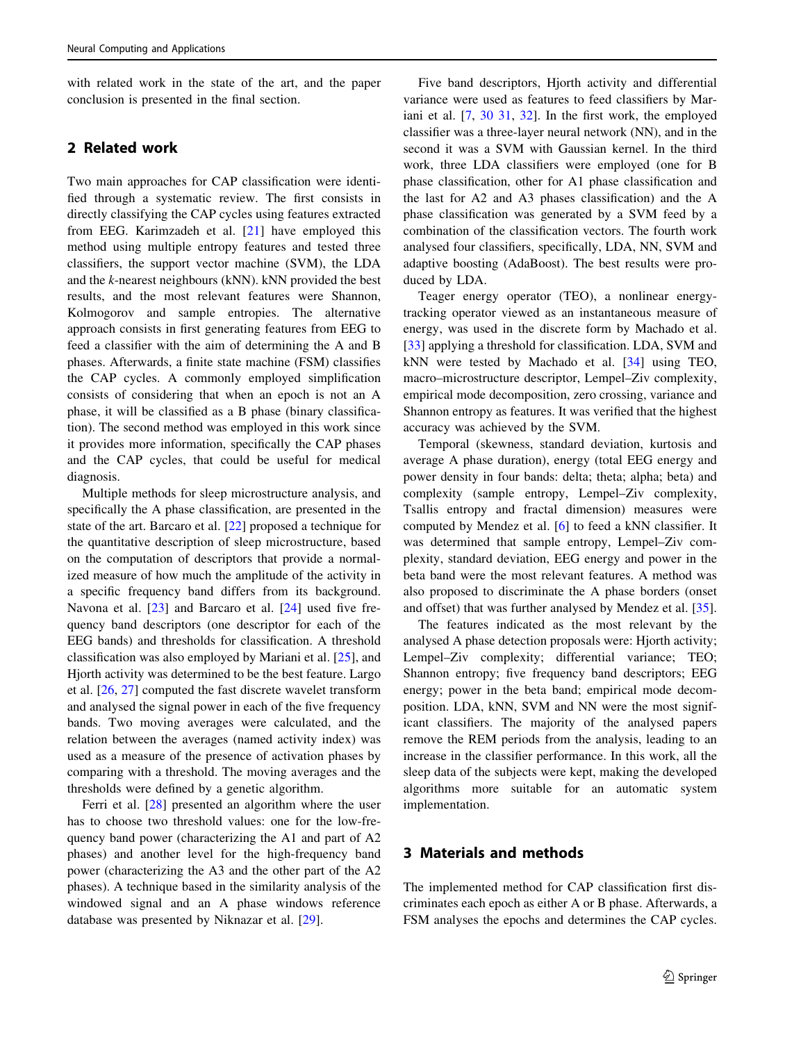with related work in the state of the art, and the paper conclusion is presented in the final section.

## 2 Related work

Two main approaches for CAP classification were identified through a systematic review. The first consists in directly classifying the CAP cycles using features extracted from EEG. Karimzadeh et al. [21] have employed this method using multiple entropy features and tested three classifiers, the support vector machine (SVM), the LDA and the *k*-nearest neighbours (kNN). kNN provided the best results, and the most relevant features were Shannon, Kolmogorov and sample entropies. The alternative approach consists in first generating features from EEG to feed a classifier with the aim of determining the A and B phases. Afterwards, a finite state machine (FSM) classifies the CAP cycles. A commonly employed simplification consists of considering that when an epoch is not an A phase, it will be classified as a B phase (binary classification). The second method was employed in this work since it provides more information, specifically the CAP phases and the CAP cycles, that could be useful for medical diagnosis.

Multiple methods for sleep microstructure analysis, and specifically the A phase classification, are presented in the state of the art. Barcaro et al. [22] proposed a technique for the quantitative description of sleep microstructure, based on the computation of descriptors that provide a normalized measure of how much the amplitude of the activity in a specific frequency band differs from its background. Navona et al. [23] and Barcaro et al. [24] used five frequency band descriptors (one descriptor for each of the EEG bands) and thresholds for classification. A threshold classification was also employed by Mariani et al. [25], and Hjorth activity was determined to be the best feature. Largo et al. [26, 27] computed the fast discrete wavelet transform and analysed the signal power in each of the five frequency bands. Two moving averages were calculated, and the relation between the averages (named activity index) was used as a measure of the presence of activation phases by comparing with a threshold. The moving averages and the thresholds were defined by a genetic algorithm.

Ferri et al. [28] presented an algorithm where the user has to choose two threshold values: one for the low-frequency band power (characterizing the A1 and part of A2 phases) and another level for the high-frequency band power (characterizing the A3 and the other part of the A2 phases). A technique based in the similarity analysis of the windowed signal and an A phase windows reference database was presented by Niknazar et al. [29].

Five band descriptors, Hjorth activity and differential variance were used as features to feed classifiers by Mariani et al. [7, 30 31, 32]. In the first work, the employed classifier was a three-layer neural network (NN), and in the second it was a SVM with Gaussian kernel. In the third work, three LDA classifiers were employed (one for B phase classification, other for A1 phase classification and the last for A2 and A3 phases classification) and the A phase classification was generated by a SVM feed by a combination of the classification vectors. The fourth work analysed four classifiers, specifically, LDA, NN, SVM and adaptive boosting (AdaBoost). The best results were produced by LDA.

Teager energy operator (TEO), a nonlinear energy-tracking operator viewed as an instantaneous measure of energy, was used in the discrete form by Machado et al. [33] applying a threshold for classification. LDA, SVM and kNN were tested by Machado et al. [34] using TEO, macro–microstructure descriptor, Lempel–Ziv complexity, empirical mode decomposition, zero crossing, variance and Shannon entropy as features. It was verified that the highest accuracy was achieved by the SVM.

Temporal (skewness, standard deviation, kurtosis and average A phase duration), energy (total EEG energy and power density in four bands: delta; theta; alpha; beta) and complexity (sample entropy, Lempel–Ziv complexity, Tsallis entropy and fractal dimension) measures were computed by Mendez et al. [6] to feed a kNN classifier. It was determined that sample entropy, Lempel–Ziv complexity, standard deviation, EEG energy and power in the beta band were the most relevant features. A method was also proposed to discriminate the A phase borders (onset and offset) that was further analysed by Mendez et al. [35].

The features indicated as the most relevant by the analysed A phase detection proposals were: Hjorth activity; Lempel–Ziv complexity; differential variance; TEO; Shannon entropy; five frequency band descriptors; EEG energy; power in the beta band; empirical mode decomposition. LDA, kNN, SVM and NN were the most significant classifiers. The majority of the analysed papers remove the REM periods from the analysis, leading to an increase in the classifier performance. In this work, all the sleep data of the subjects were kept, making the developed algorithms more suitable for an automatic system implementation.

## 3 Materials and methods

The implemented method for CAP classification first discriminates each epoch as either A or B phase. Afterwards, a FSM analyses the epochs and determines the CAP cycles.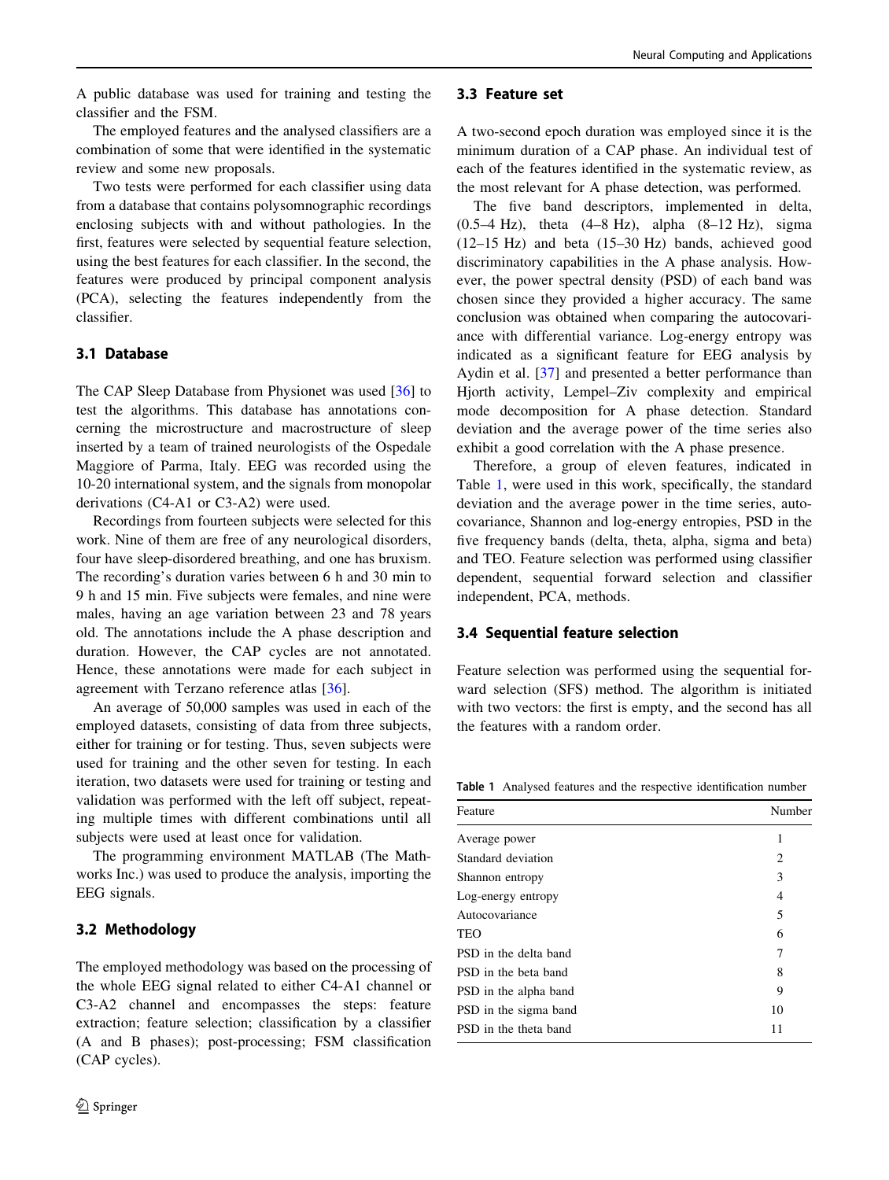A public database was used for training and testing the classifier and the FSM.

The employed features and the analysed classifiers are a combination of some that were identified in the systematic review and some new proposals.

Two tests were performed for each classifier using data from a database that contains polysomnographic recordings enclosing subjects with and without pathologies. In the first, features were selected by sequential feature selection, using the best features for each classifier. In the second, the features were produced by principal component analysis (PCA), selecting the features independently from the classifier.

### 3.1 Database

The CAP Sleep Database from Physionet was used [36] to test the algorithms. This database has annotations concerning the microstructure and macrostructure of sleep inserted by a team of trained neurologists of the Ospedale Maggiore of Parma, Italy. EEG was recorded using the 10-20 international system, and the signals from monopolar derivations (C4-A1 or C3-A2) were used.

Recordings from fourteen subjects were selected for this work. Nine of them are free of any neurological disorders, four have sleep-disordered breathing, and one has bruxism. The recording's duration varies between 6 h and 30 min to 9 h and 15 min. Five subjects were females, and nine were males, having an age variation between 23 and 78 years old. The annotations include the A phase description and duration. However, the CAP cycles are not annotated. Hence, these annotations were made for each subject in agreement with Terzano reference atlas [36].

An average of 50,000 samples was used in each of the employed datasets, consisting of data from three subjects, either for training or for testing. Thus, seven subjects were used for training and the other seven for testing. In each iteration, two datasets were used for training or testing and validation was performed with the left off subject, repeating multiple times with different combinations until all subjects were used at least once for validation.

The programming environment MATLAB (The Mathworks Inc.) was used to produce the analysis, importing the EEG signals.

### 3.2 Methodology

The employed methodology was based on the processing of the whole EEG signal related to either C4-A1 channel or C3-A2 channel and encompasses the steps: feature extraction; feature selection; classification by a classifier (A and B phases); post-processing; FSM classification (CAP cycles).

### 3.3 Feature set

A two-second epoch duration was employed since it is the minimum duration of a CAP phase. An individual test of each of the features identified in the systematic review, as the most relevant for A phase detection, was performed.

The five band descriptors, implemented in delta, (0.5–4 Hz), theta (4–8 Hz), alpha (8–12 Hz), sigma (12–15 Hz) and beta (15–30 Hz) bands, achieved good discriminatory capabilities in the A phase analysis. However, the power spectral density (PSD) of each band was chosen since they provided a higher accuracy. The same conclusion was obtained when comparing the autocovariance with differential variance. Log-energy entropy was indicated as a significant feature for EEG analysis by Aydin et al. [37] and presented a better performance than Hjorth activity, Lempel–Ziv complexity and empirical mode decomposition for A phase detection. Standard deviation and the average power of the time series also exhibit a good correlation with the A phase presence.

Therefore, a group of eleven features, indicated in Table 1, were used in this work, specifically, the standard deviation and the average power in the time series, autocovariance, Shannon and log-energy entropies, PSD in the five frequency bands (delta, theta, alpha, sigma and beta) and TEO. Feature selection was performed using classifier dependent, sequential forward selection and classifier independent, PCA, methods.

### 3.4 Sequential feature selection

Feature selection was performed using the sequential forward selection (SFS) method. The algorithm is initiated with two vectors: the first is empty, and the second has all the features with a random order.

**Table 1** Analysed features and the respective identification number

| Feature | Number |
|---|---|
| Average power | 1 |
| Standard deviation | 2 |
| Shannon entropy | 3 |
| Log-energy entropy | 4 |
| Autocovariance | 5 |
| TEO | 6 |
| PSD in the delta band | 7 |
| PSD in the beta band | 8 |
| PSD in the alpha band | 9 |
| PSD in the sigma band | 10 |
| PSD in the theta band | 11 |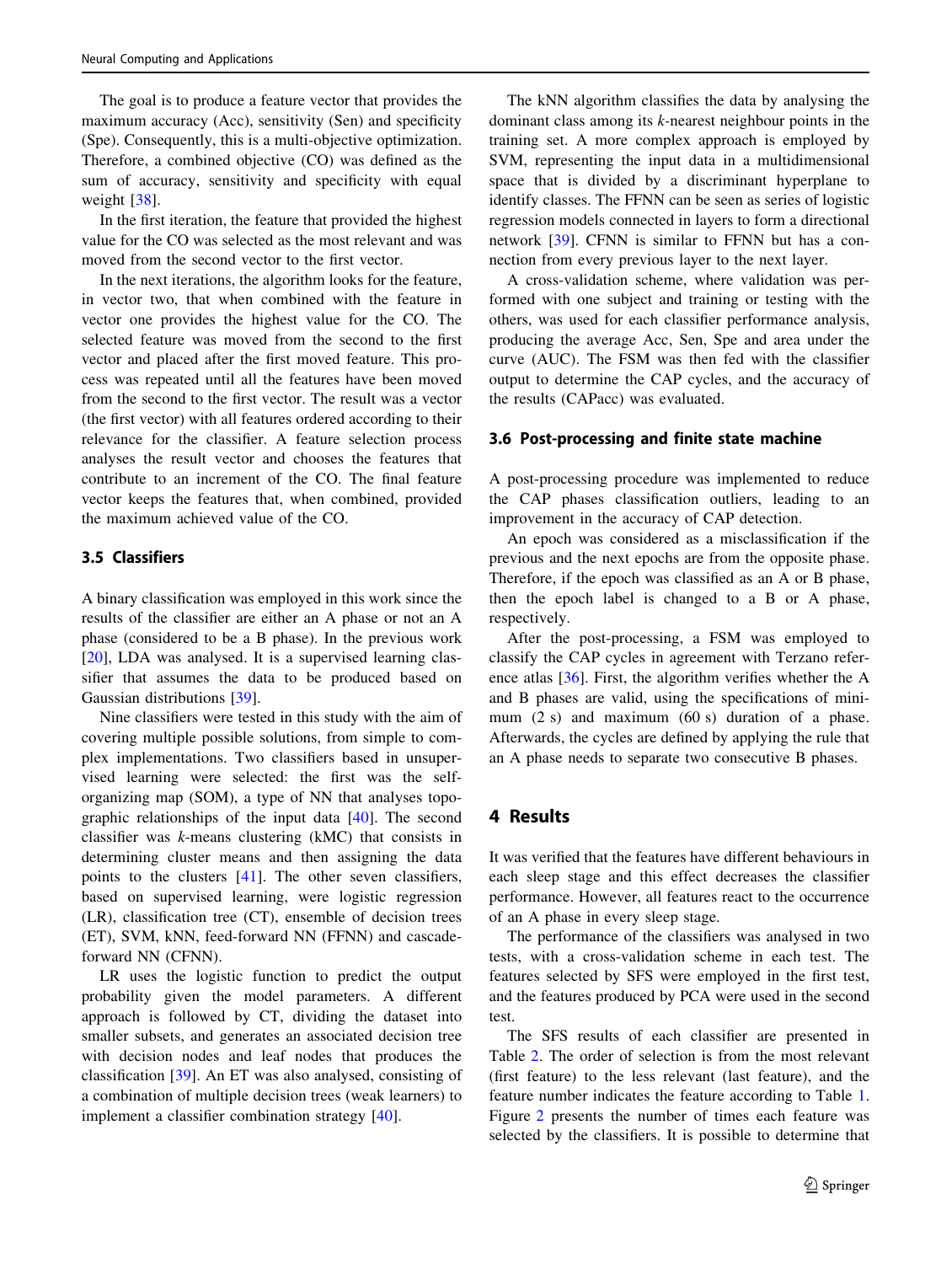The goal is to produce a feature vector that provides the maximum accuracy (Acc), sensitivity (Sen) and specificity (Spe). Consequently, this is a multi-objective optimization. Therefore, a combined objective (CO) was defined as the sum of accuracy, sensitivity and specificity with equal weight [38].

In the first iteration, the feature that provided the highest value for the CO was selected as the most relevant and was moved from the second vector to the first vector.

In the next iterations, the algorithm looks for the feature, in vector two, that when combined with the feature in vector one provides the highest value for the CO. The selected feature was moved from the second to the first vector and placed after the first moved feature. This process was repeated until all the features have been moved from the second to the first vector. The result was a vector (the first vector) with all features ordered according to their relevance for the classifier. A feature selection process analyses the result vector and chooses the features that contribute to an increment of the CO. The final feature vector keeps the features that, when combined, provided the maximum achieved value of the CO.

### 3.5 Classifiers

A binary classification was employed in this work since the results of the classifier are either an A phase or not an A phase (considered to be a B phase). In the previous work [20], LDA was analysed. It is a supervised learning classifier that assumes the data to be produced based on Gaussian distributions [39].

Nine classifiers were tested in this study with the aim of covering multiple possible solutions, from simple to complex implementations. Two classifiers based in unsupervised learning were selected: the first was the self-organizing map (SOM), a type of NN that analyses topographic relationships of the input data [40]. The second classifier was *k*-means clustering (kMC) that consists in determining cluster means and then assigning the data points to the clusters [41]. The other seven classifiers, based on supervised learning, were logistic regression (LR), classification tree (CT), ensemble of decision trees (ET), SVM, kNN, feed-forward NN (FFNN) and cascade-forward NN (CFNN).

LR uses the logistic function to predict the output probability given the model parameters. A different approach is followed by CT, dividing the dataset into smaller subsets, and generates an associated decision tree with decision nodes and leaf nodes that produces the classification [39]. An ET was also analysed, consisting of a combination of multiple decision trees (weak learners) to implement a classifier combination strategy [40].

The kNN algorithm classifies the data by analysing the dominant class among its *k*-nearest neighbour points in the training set. A more complex approach is employed by SVM, representing the input data in a multidimensional space that is divided by a discriminant hyperplane to identify classes. The FFNN can be seen as series of logistic regression models connected in layers to form a directional network [39]. CFNN is similar to FFNN but has a connection from every previous layer to the next layer.

A cross-validation scheme, where validation was performed with one subject and training or testing with the others, was used for each classifier performance analysis, producing the average Acc, Sen, Spe and area under the curve (AUC). The FSM was then fed with the classifier output to determine the CAP cycles, and the accuracy of the results (CAPacc) was evaluated.

### 3.6 Post-processing and finite state machine

A post-processing procedure was implemented to reduce the CAP phases classification outliers, leading to an improvement in the accuracy of CAP detection.

An epoch was considered as a misclassification if the previous and the next epochs are from the opposite phase. Therefore, if the epoch was classified as an A or B phase, then the epoch label is changed to a B or A phase, respectively.

After the post-processing, a FSM was employed to classify the CAP cycles in agreement with Terzano reference atlas [36]. First, the algorithm verifies whether the A and B phases are valid, using the specifications of minimum (2 s) and maximum (60 s) duration of a phase. Afterwards, the cycles are defined by applying the rule that an A phase needs to separate two consecutive B phases.

## 4 Results

It was verified that the features have different behaviours in each sleep stage and this effect decreases the classifier performance. However, all features react to the occurrence of an A phase in every sleep stage.

The performance of the classifiers was analysed in two tests, with a cross-validation scheme in each test. The features selected by SFS were employed in the first test, and the features produced by PCA were used in the second test.

The SFS results of each classifier are presented in Table 2. The order of selection is from the most relevant (first feature) to the less relevant (last feature), and the feature number indicates the feature according to Table 1. Figure 2 presents the number of times each feature was selected by the classifiers. It is possible to determine that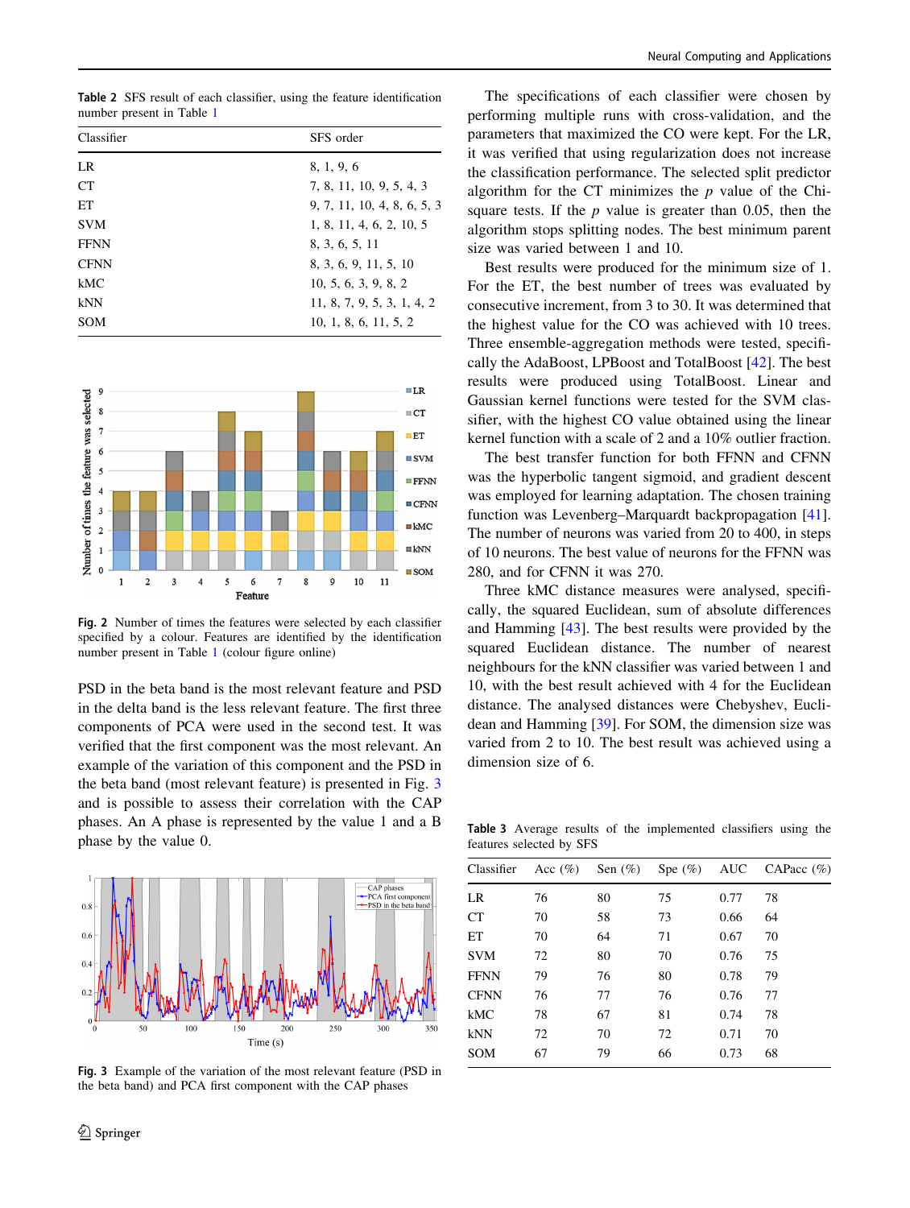**Table 2** SFS result of each classifier, using the feature identification number present in Table 1

| Classifier | SFS order |
|---|---|
| LR | 8, 1, 9, 6 |
| CT | 7, 8, 11, 10, 9, 5, 4, 3 |
| ET | 9, 7, 11, 10, 4, 8, 6, 5, 3 |
| SVM | 1, 8, 11, 4, 6, 2, 10, 5 |
| FFNN | 8, 3, 6, 5, 11 |
| CFNN | 8, 3, 6, 9, 11, 5, 10 |
| kMC | 10, 5, 6, 3, 9, 8, 2 |
| kNN | 11, 8, 7, 9, 5, 3, 1, 4, 2 |
| SOM | 10, 1, 8, 6, 11, 5, 2 |

**Fig. 2** Number of times the features were selected by each classifier specified by a colour. Features are identified by the identification number present in Table 1 (colour figure online)

PSD in the beta band is the most relevant feature and PSD in the delta band is the less relevant feature. The first three components of PCA were used in the second test. It was verified that the first component was the most relevant. An example of the variation of this component and the PSD in the beta band (most relevant feature) is presented in Fig. 3 and is possible to assess their correlation with the CAP phases. An A phase is represented by the value 1 and a B phase by the value 0.

**Fig. 3** Example of the variation of the most relevant feature (PSD in the beta band) and PCA first component with the CAP phases

The specifications of each classifier were chosen by performing multiple runs with cross-validation, and the parameters that maximized the CO were kept. For the LR, it was verified that using regularization does not increase the classification performance. The selected split predictor algorithm for the CT minimizes the $p$ value of the Chi-square tests. If the $p$ value is greater than 0.05, then the algorithm stops splitting nodes. The best minimum parent size was varied between 1 and 10.

Best results were produced for the minimum size of 1. For the ET, the best number of trees was evaluated by consecutive increment, from 3 to 30. It was determined that the highest value for the CO was achieved with 10 trees. Three ensemble-aggregation methods were tested, specifically the AdaBoost, LPBoost and TotalBoost [42]. The best results were produced using TotalBoost. Linear and Gaussian kernel functions were tested for the SVM classifier, with the highest CO value obtained using the linear kernel function with a scale of 2 and a 10% outlier fraction.

The best transfer function for both FFNN and CFNN was the hyperbolic tangent sigmoid, and gradient descent was employed for learning adaptation. The chosen training function was Levenberg–Marquardt backpropagation [41]. The number of neurons was varied from 20 to 400, in steps of 10 neurons. The best value of neurons for the FFNN was 280, and for CFNN it was 270.

Three kMC distance measures were analysed, specifically, the squared Euclidean, sum of absolute differences and Hamming [43]. The best results were provided by the squared Euclidean distance. The number of nearest neighbours for the kNN classifier was varied between 1 and 10, with the best result achieved with 4 for the Euclidean distance. The analysed distances were Chebyshev, Euclidean and Hamming [39]. For SOM, the dimension size was varied from 2 to 10. The best result was achieved using a dimension size of 6.

**Table 3** Average results of the implemented classifiers using the features selected by SFS

| Classifier | Acc (%) | Sen (%) | Spe (%) | AUC | CAPacc (%) |
|---|---|---|---|---|---|
| LR | 76 | 80 | 75 | 0.77 | 78 |
| CT | 70 | 58 | 73 | 0.66 | 64 |
| ET | 70 | 64 | 71 | 0.67 | 70 |
| SVM | 72 | 80 | 70 | 0.76 | 75 |
| FFNN | 79 | 76 | 80 | 0.78 | 79 |
| CFNN | 76 | 77 | 76 | 0.76 | 77 |
| kMC | 78 | 67 | 81 | 0.74 | 78 |
| kNN | 72 | 70 | 72 | 0.71 | 70 |
| SOM | 67 | 79 | 66 | 0.73 | 68 |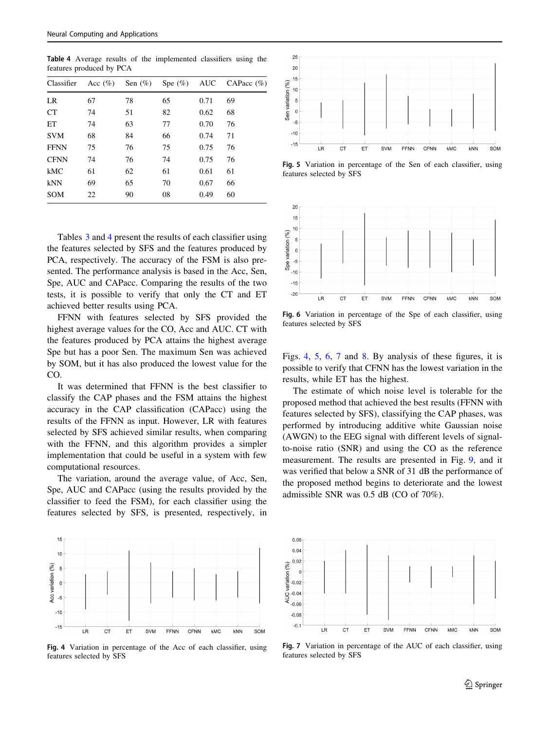**Table 4** Average results of the implemented classifiers using the features produced by PCA

| Classifier | Acc (%) | Sen (%) | Spe (%) | AUC | CAPacc (%) |
|---|---|---|---|---|---|
| LR | 67 | 78 | 65 | 0.71 | 69 |
| CT | 74 | 51 | 82 | 0.62 | 68 |
| ET | 74 | 63 | 77 | 0.70 | 76 |
| SVM | 68 | 84 | 66 | 0.74 | 71 |
| FFNN | 75 | 76 | 75 | 0.75 | 76 |
| CFNN | 74 | 76 | 74 | 0.75 | 76 |
| kMC | 61 | 62 | 61 | 0.61 | 61 |
| kNN | 69 | 65 | 70 | 0.67 | 66 |
| SOM | 22 | 90 | 08 | 0.49 | 60 |

Tables 3 and 4 present the results of each classifier using the features selected by SFS and the features produced by PCA, respectively. The accuracy of the FSM is also presented. The performance analysis is based in the Acc, Sen, Spe, AUC and CAPacc. Comparing the results of the two tests, it is possible to verify that only the CT and ET achieved better results using PCA.

FFNN with features selected by SFS provided the highest average values for the CO, Acc and AUC. CT with the features produced by PCA attains the highest average Spe but has a poor Sen. The maximum Sen was achieved by SOM, but it has also produced the lowest value for the CO.

It was determined that FFNN is the best classifier to classify the CAP phases and the FSM attains the highest accuracy in the CAP classification (CAPacc) using the results of the FFNN as input. However, LR with features selected by SFS achieved similar results, when comparing with the FFNN, and this algorithm provides a simpler implementation that could be useful in a system with few computational resources.

The variation, around the average value, of Acc, Sen, Spe, AUC and CAPacc (using the results provided by the classifier to feed the FSM), for each classifier using the features selected by SFS, is presented, respectively, in Figs. 4, 5, 6, 7 and 8. By analysis of these figures, it is possible to verify that CFNN has the lowest variation in the results, while ET has the highest.

The estimate of which noise level is tolerable for the proposed method that achieved the best results (FFNN with features selected by SFS), classifying the CAP phases, was performed by introducing additive white Gaussian noise (AWGN) to the EEG signal with different levels of signal-to-noise ratio (SNR) and using the CO as the reference measurement. The results are presented in Fig. 9, and it was verified that below a SNR of 31 dB the performance of the proposed method begins to deteriorate and the lowest admissible SNR was 0.5 dB (CO of 70%).

**Fig. 5** Variation in percentage of the Sen of each classifier, using features selected by SFS

**Fig. 6** Variation in percentage of the Spe of each classifier, using features selected by SFS

**Fig. 4** Variation in percentage of the Acc of each classifier, using features selected by SFS

**Fig. 7** Variation in percentage of the AUC of each classifier, using features selected by SFS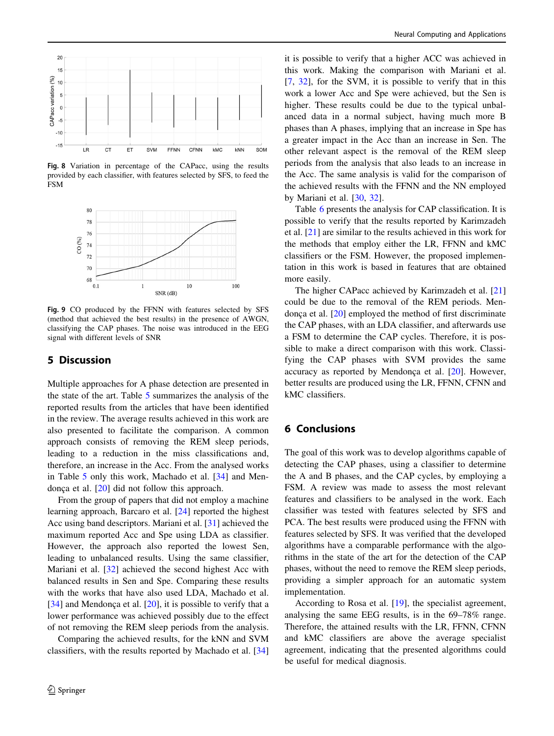Fig. 8 Variation in percentage of the CAPacc, using the results provided by each classifier, with features selected by SFS, to feed the FSM

Fig. 9 CO produced by the FFNN with features selected by SFS (method that achieved the best results) in the presence of AWGN, classifying the CAP phases. The noise was introduced in the EEG signal with different levels of SNR

## 5 Discussion

Multiple approaches for A phase detection are presented in the state of the art. Table 5 summarizes the analysis of the reported results from the articles that have been identified in the review. The average results achieved in this work are also presented to facilitate the comparison. A common approach consists of removing the REM sleep periods, leading to a reduction in the miss classifications and, therefore, an increase in the Acc. From the analysed works in Table 5 only this work, Machado et al. [34] and Mendonça et al. [20] did not follow this approach.

From the group of papers that did not employ a machine learning approach, Barcaro et al. [24] reported the highest Acc using band descriptors. Mariani et al. [31] achieved the maximum reported Acc and Spe using LDA as classifier. However, the approach also reported the lowest Sen, leading to unbalanced results. Using the same classifier, Mariani et al. [32] achieved the second highest Acc with balanced results in Sen and Spe. Comparing these results with the works that have also used LDA, Machado et al. [34] and Mendonça et al. [20], it is possible to verify that a lower performance was achieved possibly due to the effect of not removing the REM sleep periods from the analysis.

Comparing the achieved results, for the kNN and SVM classifiers, with the results reported by Machado et al. [34] it is possible to verify that a higher ACC was achieved in this work. Making the comparison with Mariani et al. [7, 32], for the SVM, it is possible to verify that in this work a lower Acc and Spe were achieved, but the Sen is higher. These results could be due to the typical unbalanced data in a normal subject, having much more B phases than A phases, implying that an increase in Spe has a greater impact in the Acc than an increase in Sen. The other relevant aspect is the removal of the REM sleep periods from the analysis that also leads to an increase in the Acc. The same analysis is valid for the comparison of the achieved results with the FFNN and the NN employed by Mariani et al. [30, 32].

Table 6 presents the analysis for CAP classification. It is possible to verify that the results reported by Karimzadeh et al. [21] are similar to the results achieved in this work for the methods that employ either the LR, FFNN and kMC classifiers or the FSM. However, the proposed implementation in this work is based in features that are obtained more easily.

The higher CAPacc achieved by Karimzadeh et al. [21] could be due to the removal of the REM periods. Mendonça et al. [20] employed the method of first discriminate the CAP phases, with an LDA classifier, and afterwards use a FSM to determine the CAP cycles. Therefore, it is possible to make a direct comparison with this work. Classifying the CAP phases with SVM provides the same accuracy as reported by Mendonça et al. [20]. However, better results are produced using the LR, FFNN, CFNN and kMC classifiers.

## 6 Conclusions

The goal of this work was to develop algorithms capable of detecting the CAP phases, using a classifier to determine the A and B phases, and the CAP cycles, by employing a FSM. A review was made to assess the most relevant features and classifiers to be analysed in the work. Each classifier was tested with features selected by SFS and PCA. The best results were produced using the FFNN with features selected by SFS. It was verified that the developed algorithms have a comparable performance with the algorithms in the state of the art for the detection of the CAP phases, without the need to remove the REM sleep periods, providing a simpler approach for an automatic system implementation.

According to Rosa et al. [19], the specialist agreement, analysing the same EEG results, is in the 69–78% range. Therefore, the attained results with the LR, FFNN, CFNN and kMC classifiers are above the average specialist agreement, indicating that the presented algorithms could be useful for medical diagnosis.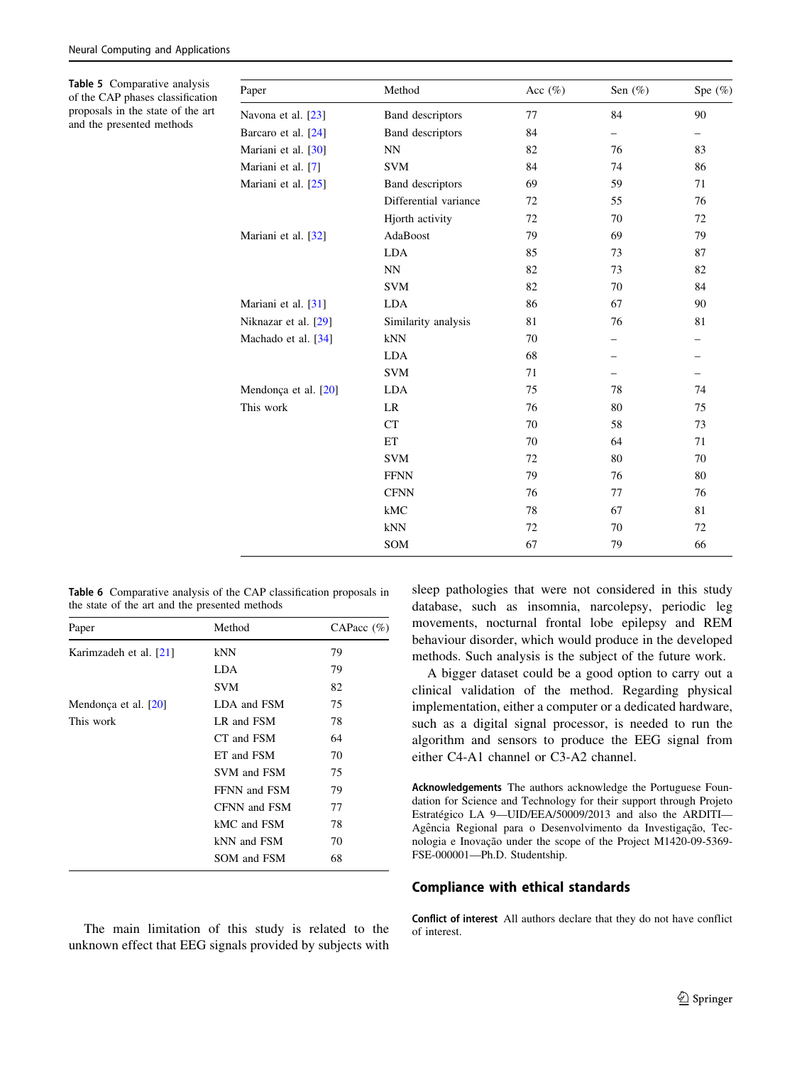**Table 5** Comparative analysis of the CAP phases classification proposals in the state of the art and the presented methods

| Paper | Method | Acc (%) | Sen (%) | Spe (%) |
|---|---|---|---|---|
| Navona et al. [23] | Band descriptors | 77 | 84 | 90 |
| Barcaro et al. [24] | Band descriptors | 84 | – | – |
| Mariani et al. [30] | NN | 82 | 76 | 83 |
| Mariani et al. [7] | SVM | 84 | 74 | 86 |
| Mariani et al. [25] | Band descriptors | 69 | 59 | 71 |
| | Differential variance | 72 | 55 | 76 |
| | Hjorth activity | 72 | 70 | 72 |
| Mariani et al. [32] | AdaBoost | 79 | 69 | 79 |
| | LDA | 85 | 73 | 87 |
| | NN | 82 | 73 | 82 |
| | SVM | 82 | 70 | 84 |
| Mariani et al. [31] | LDA | 86 | 67 | 90 |
| Niknazar et al. [29] | Similarity analysis | 81 | 76 | 81 |
| Machado et al. [34] | kNN | 70 | – | – |
| | LDA | 68 | – | – |
| | SVM | 71 | – | – |
| Mendonça et al. [20] | LDA | 75 | 78 | 74 |
| This work | LR | 76 | 80 | 75 |
| | CT | 70 | 58 | 73 |
| | ET | 70 | 64 | 71 |
| | SVM | 72 | 80 | 70 |
| | FFNN | 79 | 76 | 80 |
| | CFNN | 76 | 77 | 76 |
| | kMC | 78 | 67 | 81 |
| | kNN | 72 | 70 | 72 |
| | SOM | 67 | 79 | 66 |

**Table 6** Comparative analysis of the CAP classification proposals in the state of the art and the presented methods

| Paper | Method | CAPacc (%) |
|---|---|---|
| Karimzadeh et al. [21] | kNN | 79 |
| | LDA | 79 |
| | SVM | 82 |
| Mendonça et al. [20] | LDA and FSM | 75 |
| This work | LR and FSM | 78 |
| | CT and FSM | 64 |
| | ET and FSM | 70 |
| | SVM and FSM | 75 |
| | FFNN and FSM | 79 |
| | CFNN and FSM | 77 |
| | kMC and FSM | 78 |
| | kNN and FSM | 70 |
| | SOM and FSM | 68 |

The main limitation of this study is related to the unknown effect that EEG signals provided by subjects with sleep pathologies that were not considered in this study database, such as insomnia, narcolepsy, periodic leg movements, nocturnal frontal lobe epilepsy and REM behaviour disorder, which would produce in the developed methods. Such analysis is the subject of the future work.

A bigger dataset could be a good option to carry out a clinical validation of the method. Regarding physical implementation, either a computer or a dedicated hardware, such as a digital signal processor, is needed to run the algorithm and sensors to produce the EEG signal from either C4-A1 channel or C3-A2 channel.

**Acknowledgements** The authors acknowledge the Portuguese Foundation for Science and Technology for their support through Projeto Estratégico LA 9—UID/EEA/50009/2013 and also the ARDITI—Agência Regional para o Desenvolvimento da Investigação, Tecnologia e Inovação under the scope of the Project M1420-09-5369-FSE-000001—Ph.D. Studentship.

## Compliance with ethical standards

**Conflict of interest** All authors declare that they do not have conflict of interest.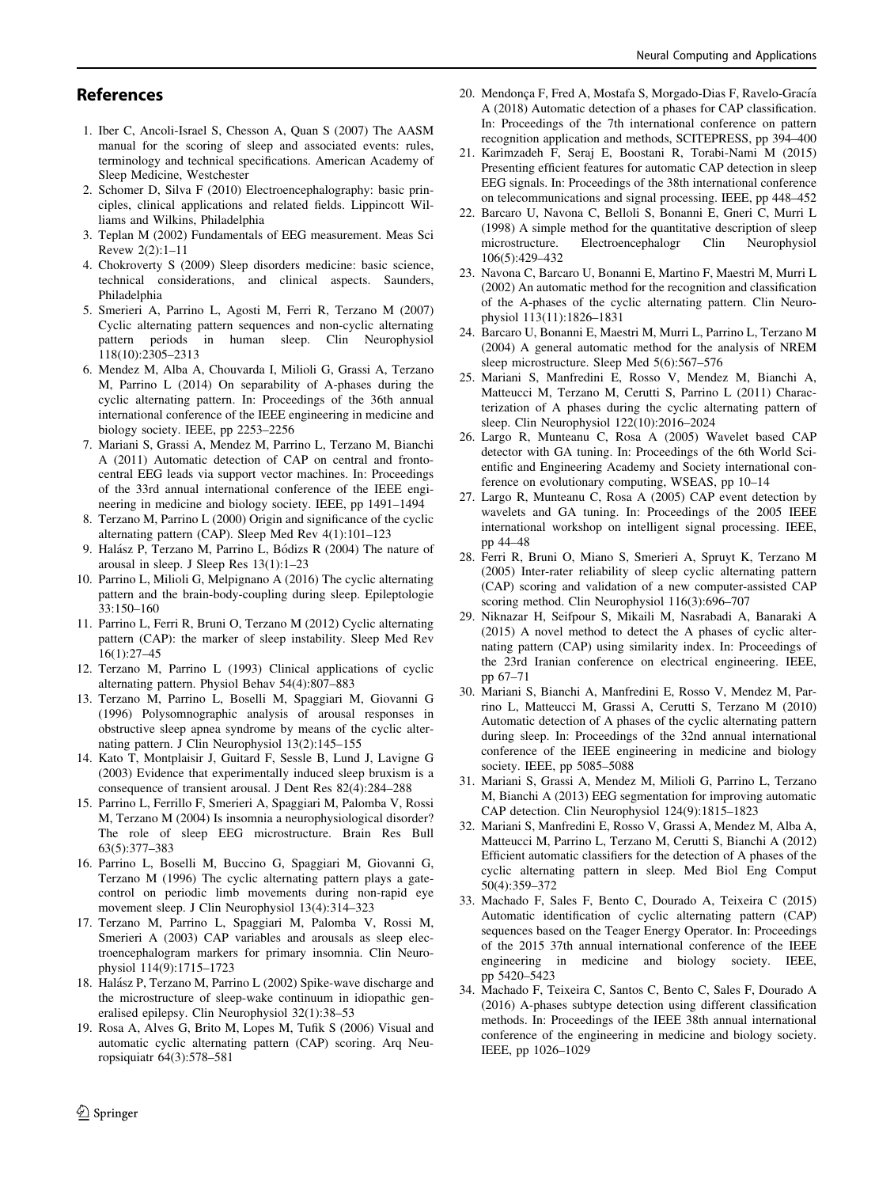## References

1. Iber C, Ancoli-Israel S, Chesson A, Quan S (2007) The AASM manual for the scoring of sleep and associated events: rules, terminology and technical specifications. American Academy of Sleep Medicine, Westchester
2. Schomer D, Silva F (2010) Electroencephalography: basic principles, clinical applications and related fields. Lippincott Williams and Wilkins, Philadelphia
3. Teplan M (2002) Fundamentals of EEG measurement. Meas Sci Revew 2(2):1–11
4. Chokroverty S (2009) Sleep disorders medicine: basic science, technical considerations, and clinical aspects. Saunders, Philadelphia
5. Smerieri A, Parrino L, Agosti M, Ferri R, Terzano M (2007) Cyclic alternating pattern sequences and non-cyclic alternating pattern periods in human sleep. Clin Neurophysiol 118(10):2305–2313
6. Mendez M, Alba A, Chouvarda I, Milioli G, Grassi A, Terzano M, Parrino L (2014) On separability of A-phases during the cyclic alternating pattern. In: Proceedings of the 36th annual international conference of the IEEE engineering in medicine and biology society. IEEE, pp 2253–2256
7. Mariani S, Grassi A, Mendez M, Parrino L, Terzano M, Bianchi A (2011) Automatic detection of CAP on central and fronto-central EEG leads via support vector machines. In: Proceedings of the 33rd annual international conference of the IEEE engineering in medicine and biology society. IEEE, pp 1491–1494
8. Terzano M, Parrino L (2000) Origin and significance of the cyclic alternating pattern (CAP). Sleep Med Rev 4(1):101–123
9. Halász P, Terzano M, Parrino L, Bódizs R (2004) The nature of arousal in sleep. J Sleep Res 13(1):1–23
10. Parrino L, Milioli G, Melpignano A (2016) The cyclic alternating pattern and the brain-body-coupling during sleep. Epileptologie 33:150–160
11. Parrino L, Ferri R, Bruni O, Terzano M (2012) Cyclic alternating pattern (CAP): the marker of sleep instability. Sleep Med Rev 16(1):27–45
12. Terzano M, Parrino L (1993) Clinical applications of cyclic alternating pattern. Physiol Behav 54(4):807–883
13. Terzano M, Parrino L, Boselli M, Spaggiari M, Giovanni G (1996) Polysomnographic analysis of arousal responses in obstructive sleep apnea syndrome by means of the cyclic alternating pattern. J Clin Neurophysiol 13(2):145–155
14. Kato T, Montplaisir J, Guitard F, Sessle B, Lund J, Lavigne G (2003) Evidence that experimentally induced sleep bruxism is a consequence of transient arousal. J Dent Res 82(4):284–288
15. Parrino L, Ferrillo F, Smerieri A, Spaggiari M, Palomba V, Rossi M, Terzano M (2004) Is insomnia a neurophysiological disorder? The role of sleep EEG microstructure. Brain Res Bull 63(5):377–383
16. Parrino L, Boselli M, Buccino G, Spaggiari M, Giovanni G, Terzano M (1996) The cyclic alternating pattern plays a gate-control on periodic limb movements during non-rapid eye movement sleep. J Clin Neurophysiol 13(4):314–323
17. Terzano M, Parrino L, Spaggiari M, Palomba V, Rossi M, Smerieri A (2003) CAP variables and arousals as sleep electroencephalogram markers for primary insomnia. Clin Neurophysiol 114(9):1715–1723
18. Halász P, Terzano M, Parrino L (2002) Spike-wave discharge and the microstructure of sleep-wake continuum in idiopathic generalised epilepsy. Clin Neurophysiol 32(1):38–53
19. Rosa A, Alves G, Brito M, Lopes M, Tufik S (2006) Visual and automatic cyclic alternating pattern (CAP) scoring. Arq Neuropsiquiatr 64(3):578–581
20. Mendonça F, Fred A, Mostafa S, Morgado-Dias F, Ravelo-García A (2018) Automatic detection of a phases for CAP classification. In: Proceedings of the 7th international conference on pattern recognition application and methods, SCITEPRESS, pp 394–400
21. Karimzadeh F, Seraj E, Boostani R, Torabi-Nami M (2015) Presenting efficient features for automatic CAP detection in sleep EEG signals. In: Proceedings of the 38th international conference on telecommunications and signal processing. IEEE, pp 448–452
22. Barcaro U, Navona C, Belloli S, Bonanni E, Gneri C, Murri L (1998) A simple method for the quantitative description of sleep microstructure. Electroencephalogr Clin Neurophysiol 106(5):429–432
23. Navona C, Barcaro U, Bonanni E, Martino F, Maestri M, Murri L (2002) An automatic method for the recognition and classification of the A-phases of the cyclic alternating pattern. Clin Neurophysiol 113(11):1826–1831
24. Barcaro U, Bonanni E, Maestri M, Murri L, Parrino L, Terzano M (2004) A general automatic method for the analysis of NREM sleep microstructure. Sleep Med 5(6):567–576
25. Mariani S, Manfredini E, Rosso V, Mendez M, Bianchi A, Matteucci M, Terzano M, Cerutti S, Parrino L (2011) Characterization of A phases during the cyclic alternating pattern of sleep. Clin Neurophysiol 122(10):2016–2024
26. Largo R, Munteanu C, Rosa A (2005) Wavelet based CAP detector with GA tuning. In: Proceedings of the 6th World Scientific and Engineering Academy and Society international conference on evolutionary computing, WSEAS, pp 10–14
27. Largo R, Munteanu C, Rosa A (2005) CAP event detection by wavelets and GA tuning. In: Proceedings of the 2005 IEEE international workshop on intelligent signal processing. IEEE, pp 44–48
28. Ferri R, Bruni O, Miano S, Smerieri A, Spruyt K, Terzano M (2005) Inter-rater reliability of sleep cyclic alternating pattern (CAP) scoring and validation of a new computer-assisted CAP scoring method. Clin Neurophysiol 116(3):696–707
29. Niknazar H, Seifpour S, Mikaili M, Nasrabadi A, Banaraki A (2015) A novel method to detect the A phases of cyclic alternating pattern (CAP) using similarity index. In: Proceedings of the 23rd Iranian conference on electrical engineering. IEEE, pp 67–71
30. Mariani S, Bianchi A, Manfredini E, Rosso V, Mendez M, Parrino L, Matteucci M, Grassi A, Cerutti S, Terzano M (2010) Automatic detection of A phases of the cyclic alternating pattern during sleep. In: Proceedings of the 32nd annual international conference of the IEEE engineering in medicine and biology society. IEEE, pp 5085–5088
31. Mariani S, Grassi A, Mendez M, Milioli G, Parrino L, Terzano M, Bianchi A (2013) EEG segmentation for improving automatic CAP detection. Clin Neurophysiol 124(9):1815–1823
32. Mariani S, Manfredini E, Rosso V, Grassi A, Mendez M, Alba A, Matteucci M, Parrino L, Terzano M, Cerutti S, Bianchi A (2012) Efficient automatic classifiers for the detection of A phases of the cyclic alternating pattern in sleep. Med Biol Eng Comput 50(4):359–372
33. Machado F, Sales F, Bento C, Dourado A, Teixeira C (2015) Automatic identification of cyclic alternating pattern (CAP) sequences based on the Teager Energy Operator. In: Proceedings of the 2015 37th annual international conference of the IEEE engineering in medicine and biology society. IEEE, pp 5420–5423
34. Machado F, Teixeira C, Santos C, Bento C, Sales F, Dourado A (2016) A-phases subtype detection using different classification methods. In: Proceedings of the IEEE 38th annual international conference of the engineering in medicine and biology society. IEEE, pp 1026–1029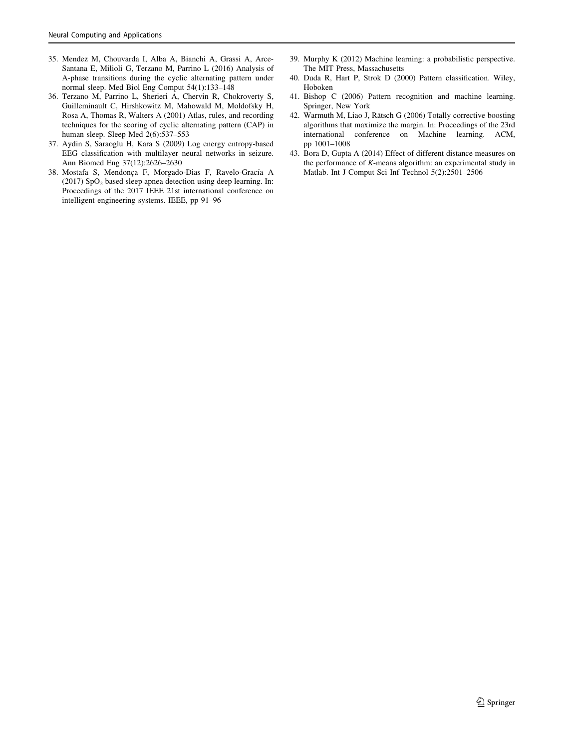35. Mendez M, Chouvarda I, Alba A, Bianchi A, Grassi A, Arce-Santana E, Milioli G, Terzano M, Parrino L (2016) Analysis of A-phase transitions during the cyclic alternating pattern under normal sleep. Med Biol Eng Comput 54(1):133–148
36. Terzano M, Parrino L, Sherieri A, Chervin R, Chokroverty S, Guilleminault C, Hirshkowitz M, Mahowald M, Moldofsky H, Rosa A, Thomas R, Walters A (2001) Atlas, rules, and recording techniques for the scoring of cyclic alternating pattern (CAP) in human sleep. Sleep Med 2(6):537–553
37. Aydin S, Saraoglu H, Kara S (2009) Log energy entropy-based EEG classification with multilayer neural networks in seizure. Ann Biomed Eng 37(12):2626–2630
38. Mostafa S, Mendonça F, Morgado-Dias F, Ravelo-García A (2017) $SpO_2$ based sleep apnea detection using deep learning. In: Proceedings of the 2017 IEEE 21st international conference on intelligent engineering systems. IEEE, pp 91–96
39. Murphy K (2012) Machine learning: a probabilistic perspective. The MIT Press, Massachusetts
40. Duda R, Hart P, Strok D (2000) Pattern classification. Wiley, Hoboken
41. Bishop C (2006) Pattern recognition and machine learning. Springer, New York
42. Warmuth M, Liao J, Rätsch G (2006) Totally corrective boosting algorithms that maximize the margin. In: Proceedings of the 23rd international conference on Machine learning. ACM, pp 1001–1008
43. Bora D, Gupta A (2014) Effect of different distance measures on the performance of *K*-means algorithm: an experimental study in Matlab. Int J Comput Sci Inf Technol 5(2):2501–2506